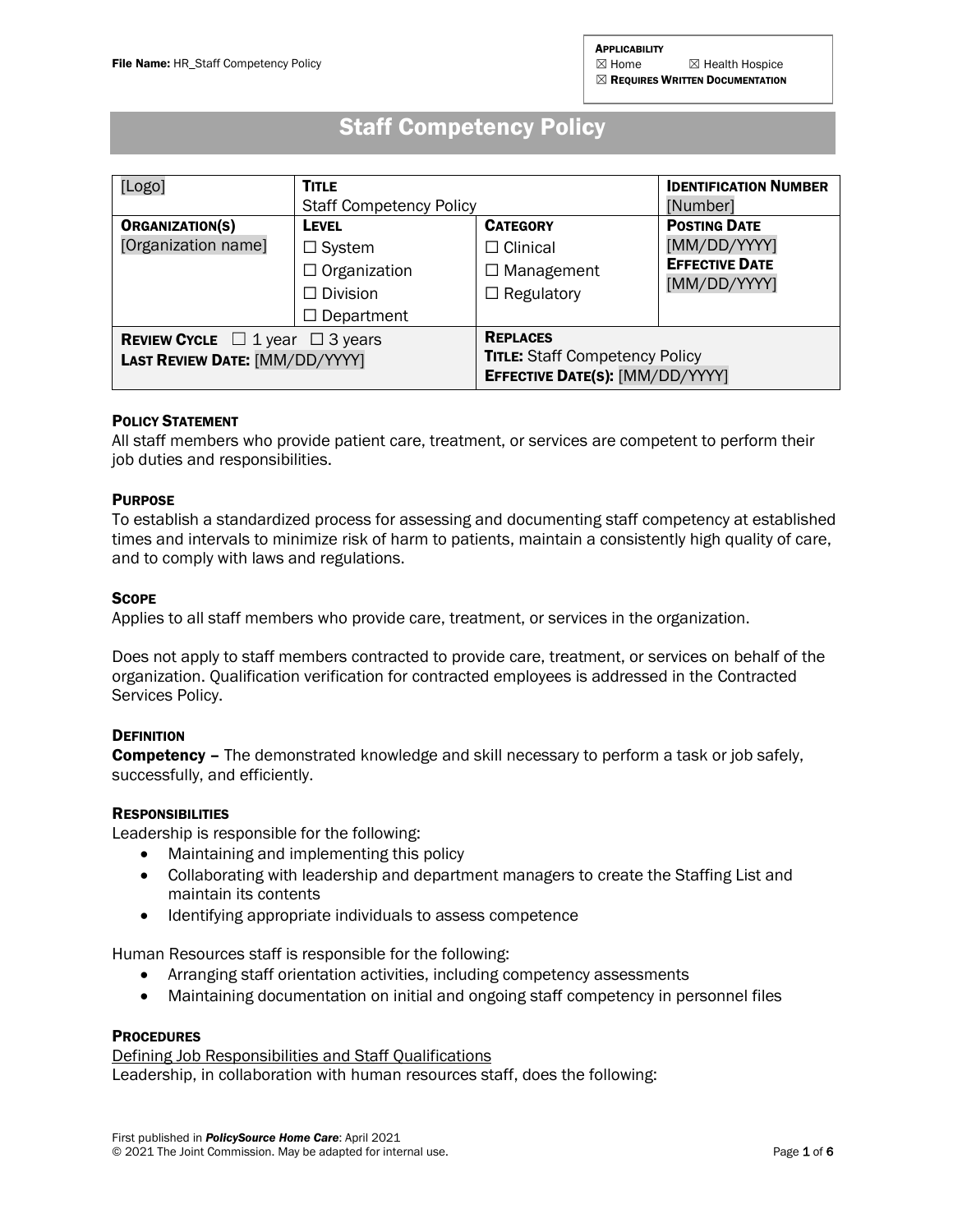**File Name:** HR_Staff Competency Policy

**Applicability**
☒ Home ☒ Health Hospice
☒ **Requires Written Documentation**

# Staff Competency Policy

| | | | |
|---|---|---|---|
| [Logo] | **Title**<br>Staff Competency Policy | | **Identification Number**<br>[Number] |
| **Organization(s)**<br>[Organization name] | **Level**<br>☐ System<br>☐ Organization<br>☐ Division<br>☐ Department | **Category**<br>☐ Clinical<br>☐ Management<br>☐ Regulatory | **Posting Date**<br>[MM/DD/YYYY]<br>**Effective Date**<br>[MM/DD/YYYY] |
| **Review Cycle** ☐ 1 year ☐ 3 years<br>**Last Review Date:** [MM/DD/YYYY] | | **Replaces**<br>**Title:** Staff Competency Policy<br>**Effective Date(s):** [MM/DD/YYYY] | |

## Policy Statement

All staff members who provide patient care, treatment, or services are competent to perform their job duties and responsibilities.

## Purpose

To establish a standardized process for assessing and documenting staff competency at established times and intervals to minimize risk of harm to patients, maintain a consistently high quality of care, and to comply with laws and regulations.

## Scope

Applies to all staff members who provide care, treatment, or services in the organization.

Does not apply to staff members contracted to provide care, treatment, or services on behalf of the organization. Qualification verification for contracted employees is addressed in the Contracted Services Policy.

## Definition

**Competency –** The demonstrated knowledge and skill necessary to perform a task or job safely, successfully, and efficiently.

## Responsibilities

Leadership is responsible for the following:

- Maintaining and implementing this policy
- Collaborating with leadership and department managers to create the Staffing List and maintain its contents
- Identifying appropriate individuals to assess competence

Human Resources staff is responsible for the following:

- Arranging staff orientation activities, including competency assessments
- Maintaining documentation on initial and ongoing staff competency in personnel files

## Procedures

Defining Job Responsibilities and Staff Qualifications

Leadership, in collaboration with human resources staff, does the following:

First published in *PolicySource Home Care*: April 2021
© 2021 The Joint Commission. May be adapted for internal use.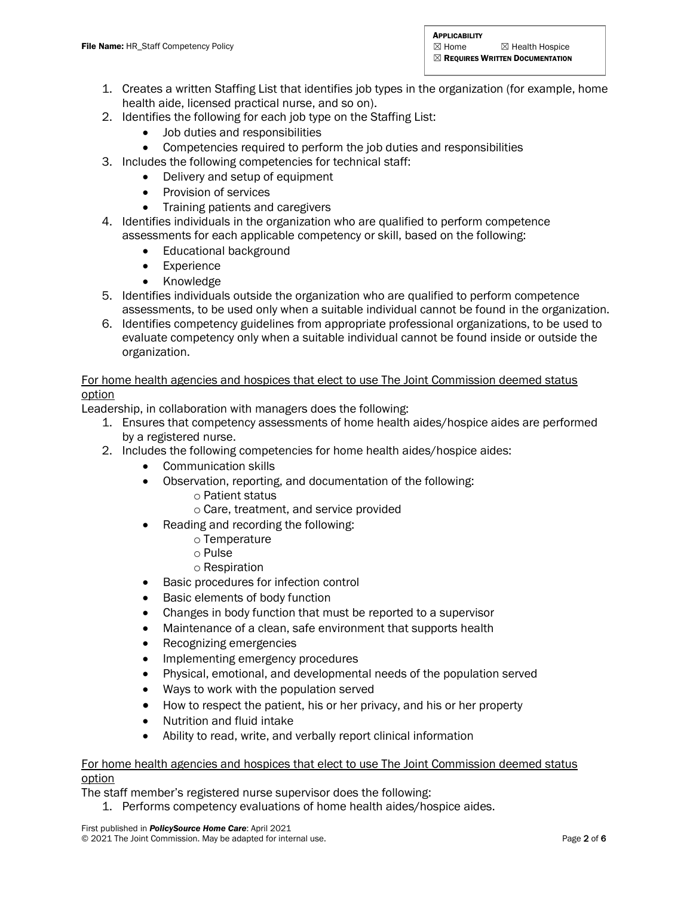1. Creates a written Staffing List that identifies job types in the organization (for example, home health aide, licensed practical nurse, and so on).
2. Identifies the following for each job type on the Staffing List:
    - Job duties and responsibilities
    - Competencies required to perform the job duties and responsibilities
3. Includes the following competencies for technical staff:
    - Delivery and setup of equipment
    - Provision of services
    - Training patients and caregivers
4. Identifies individuals in the organization who are qualified to perform competence assessments for each applicable competency or skill, based on the following:
    - Educational background
    - Experience
    - Knowledge
5. Identifies individuals outside the organization who are qualified to perform competence assessments, to be used only when a suitable individual cannot be found in the organization.
6. Identifies competency guidelines from appropriate professional organizations, to be used to evaluate competency only when a suitable individual cannot be found inside or outside the organization.

<u>For home health agencies and hospices that elect to use The Joint Commission deemed status option</u>

Leadership, in collaboration with managers does the following:

1. Ensures that competency assessments of home health aides/hospice aides are performed by a registered nurse.
2. Includes the following competencies for home health aides/hospice aides:
    - Communication skills
    - Observation, reporting, and documentation of the following:
        - Patient status
        - Care, treatment, and service provided
    - Reading and recording the following:
        - Temperature
        - Pulse
        - Respiration
    - Basic procedures for infection control
    - Basic elements of body function
    - Changes in body function that must be reported to a supervisor
    - Maintenance of a clean, safe environment that supports health
    - Recognizing emergencies
    - Implementing emergency procedures
    - Physical, emotional, and developmental needs of the population served
    - Ways to work with the population served
    - How to respect the patient, his or her privacy, and his or her property
    - Nutrition and fluid intake
    - Ability to read, write, and verbally report clinical information

<u>For home health agencies and hospices that elect to use The Joint Commission deemed status option</u>

The staff member's registered nurse supervisor does the following:

1. Performs competency evaluations of home health aides/hospice aides.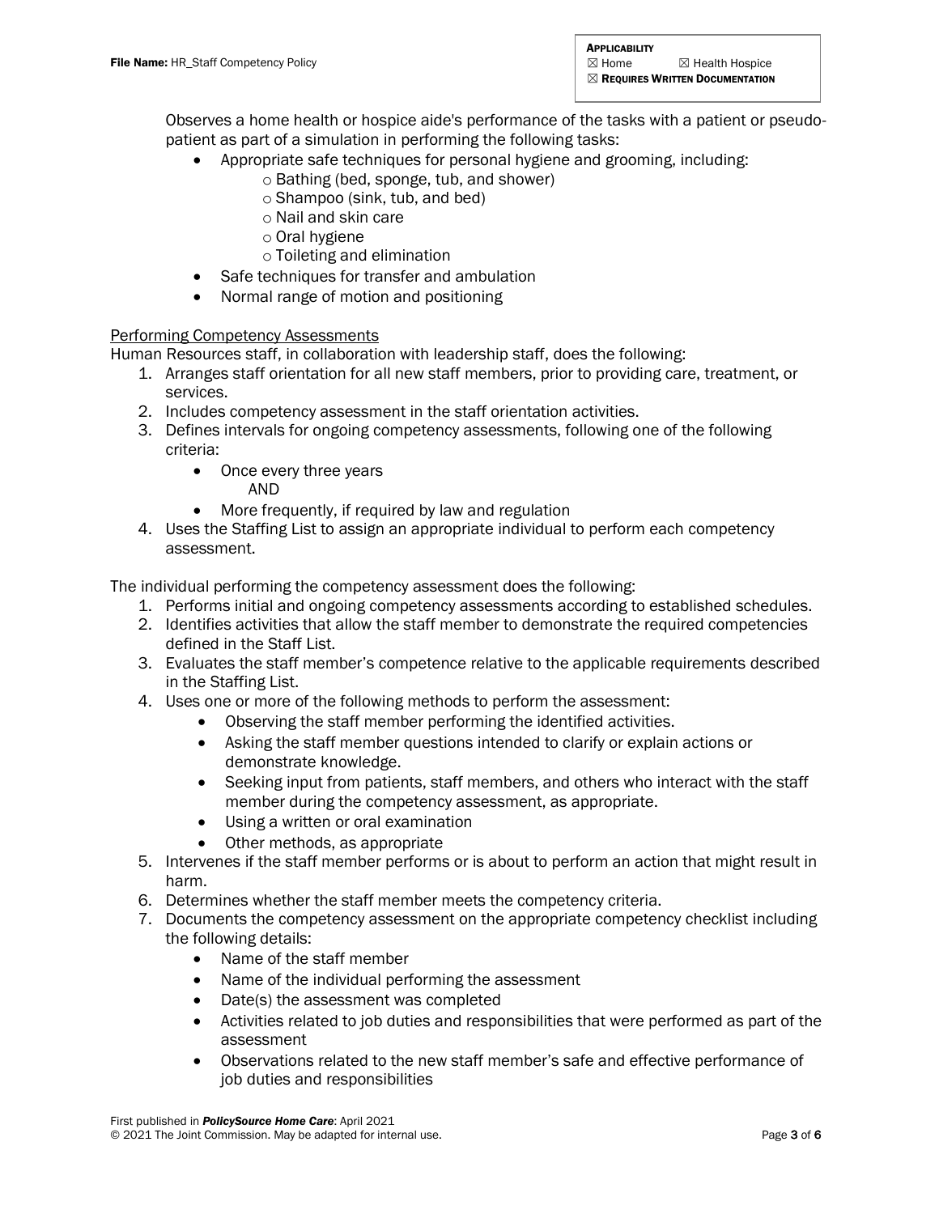Observes a home health or hospice aide's performance of the tasks with a patient or pseudo-patient as part of a simulation in performing the following tasks:

- Appropriate safe techniques for personal hygiene and grooming, including:
  - Bathing (bed, sponge, tub, and shower)
  - Shampoo (sink, tub, and bed)
  - Nail and skin care
  - Oral hygiene
  - Toileting and elimination
- Safe techniques for transfer and ambulation
- Normal range of motion and positioning

<u>Performing Competency Assessments</u>

Human Resources staff, in collaboration with leadership staff, does the following:

1. Arranges staff orientation for all new staff members, prior to providing care, treatment, or services.
2. Includes competency assessment in the staff orientation activities.
3. Defines intervals for ongoing competency assessments, following one of the following criteria:
   - Once every three years
     
     AND
   - More frequently, if required by law and regulation
4. Uses the Staffing List to assign an appropriate individual to perform each competency assessment.

The individual performing the competency assessment does the following:

1. Performs initial and ongoing competency assessments according to established schedules.
2. Identifies activities that allow the staff member to demonstrate the required competencies defined in the Staff List.
3. Evaluates the staff member's competence relative to the applicable requirements described in the Staffing List.
4. Uses one or more of the following methods to perform the assessment:
   - Observing the staff member performing the identified activities.
   - Asking the staff member questions intended to clarify or explain actions or demonstrate knowledge.
   - Seeking input from patients, staff members, and others who interact with the staff member during the competency assessment, as appropriate.
   - Using a written or oral examination
   - Other methods, as appropriate
5. Intervenes if the staff member performs or is about to perform an action that might result in harm.
6. Determines whether the staff member meets the competency criteria.
7. Documents the competency assessment on the appropriate competency checklist including the following details:
   - Name of the staff member
   - Name of the individual performing the assessment
   - Date(s) the assessment was completed
   - Activities related to job duties and responsibilities that were performed as part of the assessment
   - Observations related to the new staff member's safe and effective performance of job duties and responsibilities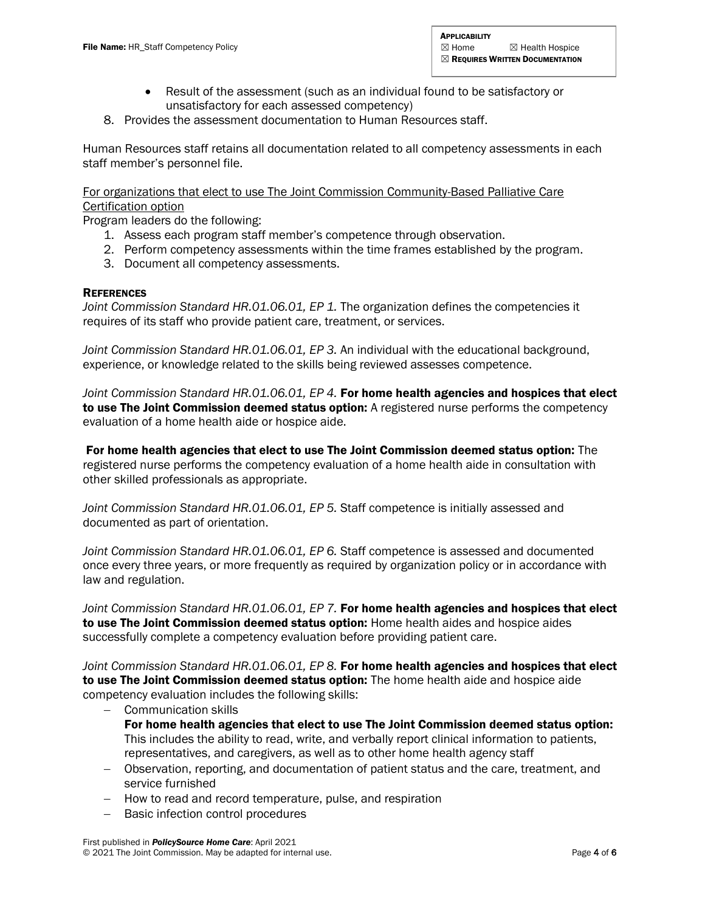- Result of the assessment (such as an individual found to be satisfactory or unsatisfactory for each assessed competency)

8. Provides the assessment documentation to Human Resources staff.

Human Resources staff retains all documentation related to all competency assessments in each staff member's personnel file.

For organizations that elect to use The Joint Commission Community-Based Palliative Care Certification option

Program leaders do the following:

1. Assess each program staff member's competence through observation.
2. Perform competency assessments within the time frames established by the program.
3. Document all competency assessments.

**REFERENCES**

*Joint Commission Standard HR.01.06.01, EP 1.* The organization defines the competencies it requires of its staff who provide patient care, treatment, or services.

*Joint Commission Standard HR.01.06.01, EP 3.* An individual with the educational background, experience, or knowledge related to the skills being reviewed assesses competence.

*Joint Commission Standard HR.01.06.01, EP 4.* **For home health agencies and hospices that elect to use The Joint Commission deemed status option:** A registered nurse performs the competency evaluation of a home health aide or hospice aide.

**For home health agencies that elect to use The Joint Commission deemed status option:** The registered nurse performs the competency evaluation of a home health aide in consultation with other skilled professionals as appropriate.

*Joint Commission Standard HR.01.06.01, EP 5.* Staff competence is initially assessed and documented as part of orientation.

*Joint Commission Standard HR.01.06.01, EP 6.* Staff competence is assessed and documented once every three years, or more frequently as required by organization policy or in accordance with law and regulation.

*Joint Commission Standard HR.01.06.01, EP 7.* **For home health agencies and hospices that elect to use The Joint Commission deemed status option:** Home health aides and hospice aides successfully complete a competency evaluation before providing patient care.

*Joint Commission Standard HR.01.06.01, EP 8.* **For home health agencies and hospices that elect to use The Joint Commission deemed status option:** The home health aide and hospice aide competency evaluation includes the following skills:

- Communication skills
  **For home health agencies that elect to use The Joint Commission deemed status option:** This includes the ability to read, write, and verbally report clinical information to patients, representatives, and caregivers, as well as to other home health agency staff
- Observation, reporting, and documentation of patient status and the care, treatment, and service furnished
- How to read and record temperature, pulse, and respiration
- Basic infection control procedures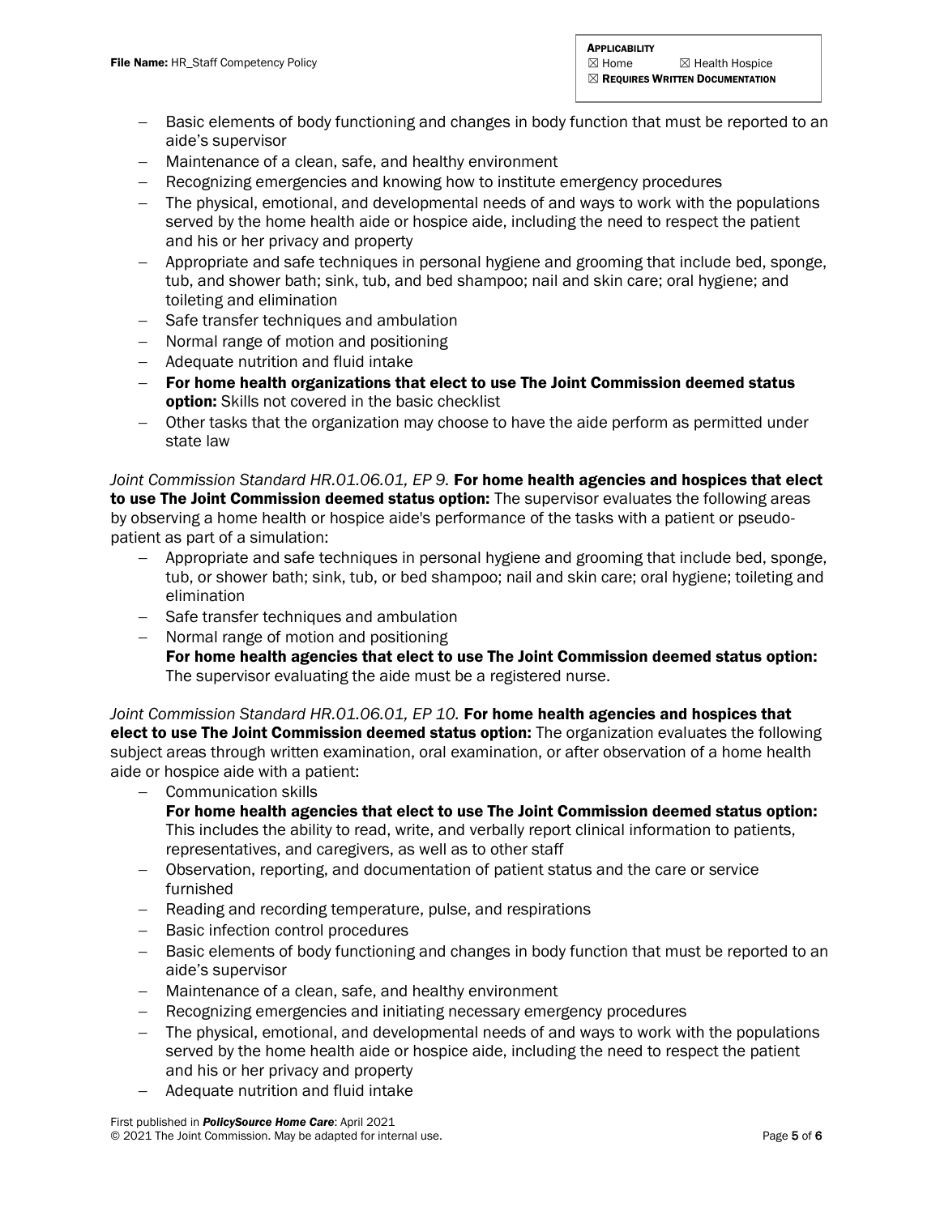- Basic elements of body functioning and changes in body function that must be reported to an aide's supervisor
- Maintenance of a clean, safe, and healthy environment
- Recognizing emergencies and knowing how to institute emergency procedures
- The physical, emotional, and developmental needs of and ways to work with the populations served by the home health aide or hospice aide, including the need to respect the patient and his or her privacy and property
- Appropriate and safe techniques in personal hygiene and grooming that include bed, sponge, tub, and shower bath; sink, tub, and bed shampoo; nail and skin care; oral hygiene; and toileting and elimination
- Safe transfer techniques and ambulation
- Normal range of motion and positioning
- Adequate nutrition and fluid intake
- **For home health organizations that elect to use The Joint Commission deemed status option:** Skills not covered in the basic checklist
- Other tasks that the organization may choose to have the aide perform as permitted under state law

*Joint Commission Standard HR.01.06.01, EP 9.* **For home health agencies and hospices that elect to use The Joint Commission deemed status option:** The supervisor evaluates the following areas by observing a home health or hospice aide's performance of the tasks with a patient or pseudo-patient as part of a simulation:

- Appropriate and safe techniques in personal hygiene and grooming that include bed, sponge, tub, or shower bath; sink, tub, or bed shampoo; nail and skin care; oral hygiene; toileting and elimination
- Safe transfer techniques and ambulation
- Normal range of motion and positioning
  **For home health agencies that elect to use The Joint Commission deemed status option:** The supervisor evaluating the aide must be a registered nurse.

*Joint Commission Standard HR.01.06.01, EP 10.* **For home health agencies and hospices that elect to use The Joint Commission deemed status option:** The organization evaluates the following subject areas through written examination, oral examination, or after observation of a home health aide or hospice aide with a patient:

- Communication skills
  **For home health agencies that elect to use The Joint Commission deemed status option:** This includes the ability to read, write, and verbally report clinical information to patients, representatives, and caregivers, as well as to other staff
- Observation, reporting, and documentation of patient status and the care or service furnished
- Reading and recording temperature, pulse, and respirations
- Basic infection control procedures
- Basic elements of body functioning and changes in body function that must be reported to an aide's supervisor
- Maintenance of a clean, safe, and healthy environment
- Recognizing emergencies and initiating necessary emergency procedures
- The physical, emotional, and developmental needs of and ways to work with the populations served by the home health aide or hospice aide, including the need to respect the patient and his or her privacy and property
- Adequate nutrition and fluid intake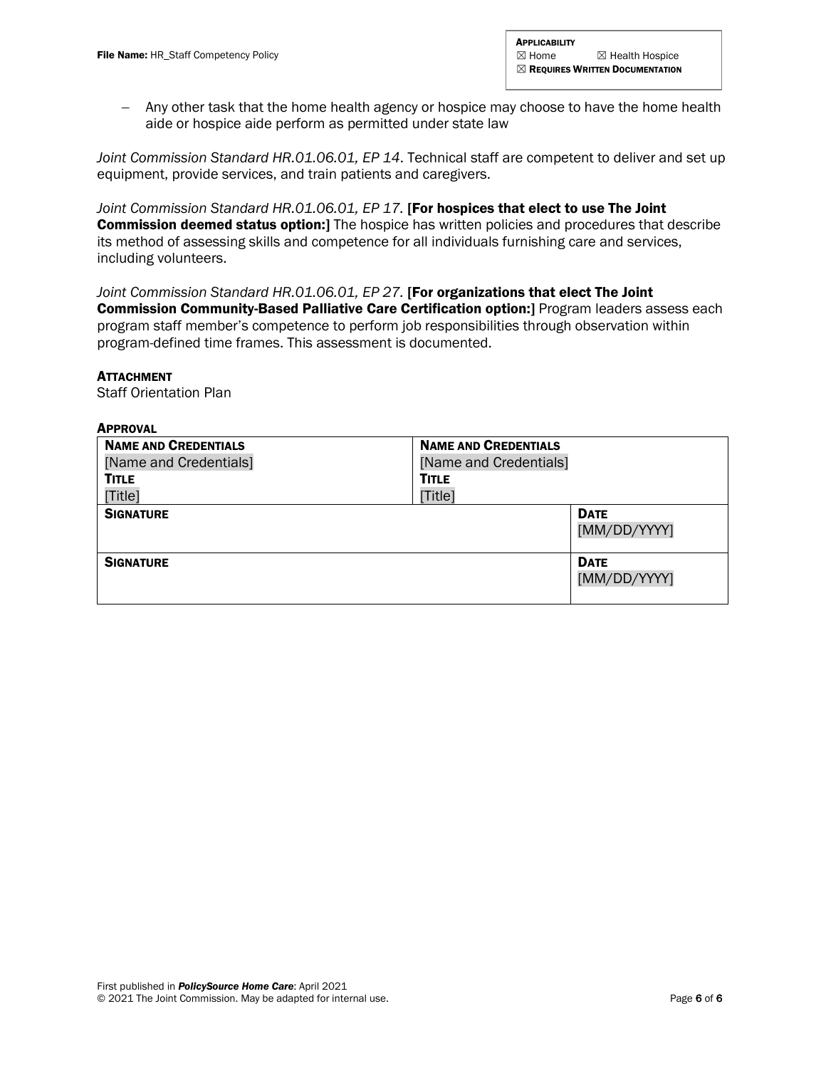– Any other task that the home health agency or hospice may choose to have the home health aide or hospice aide perform as permitted under state law

*Joint Commission Standard HR.01.06.01, EP 14*. Technical staff are competent to deliver and set up equipment, provide services, and train patients and caregivers.

*Joint Commission Standard HR.01.06.01, EP 17.* **[For hospices that elect to use The Joint Commission deemed status option:]** The hospice has written policies and procedures that describe its method of assessing skills and competence for all individuals furnishing care and services, including volunteers.

*Joint Commission Standard HR.01.06.01, EP 27.* **[For organizations that elect The Joint Commission Community-Based Palliative Care Certification option:]** Program leaders assess each program staff member's competence to perform job responsibilities through observation within program-defined time frames. This assessment is documented.

**ATTACHMENT**
Staff Orientation Plan

**APPROVAL**

| | | |
|---|---|---|
| **NAME AND CREDENTIALS**<br>[Name and Credentials]<br>**TITLE**<br>[Title] | **NAME AND CREDENTIALS**<br>[Name and Credentials]<br>**TITLE**<br>[Title] | |
| **SIGNATURE** | | **DATE**<br>[MM/DD/YYYY] |
| **SIGNATURE** | | **DATE**<br>[MM/DD/YYYY] |

First published in ***PolicySource Home Care***: April 2021
© 2021 The Joint Commission. May be adapted for internal use.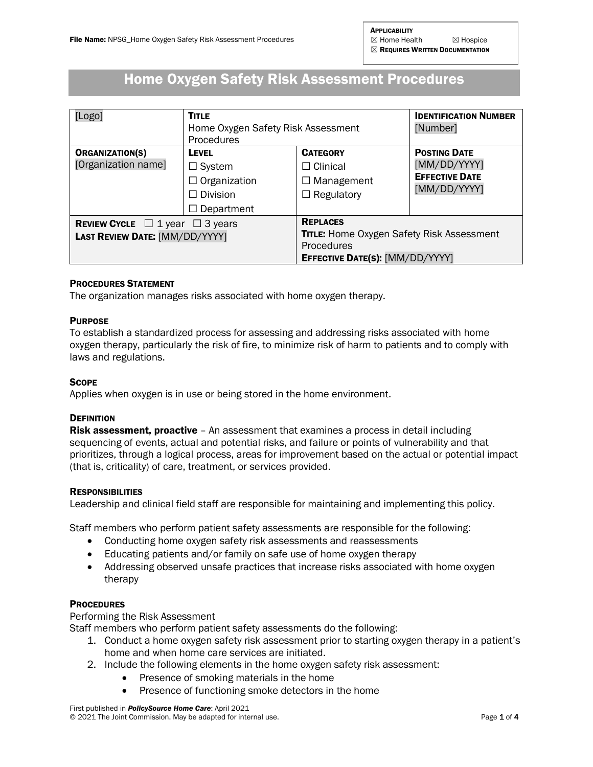**File Name:** NPSG_Home Oxygen Safety Risk Assessment Procedures

**Applicability**
☒ Home Health ☒ Hospice
☒ **Requires Written Documentation**

# Home Oxygen Safety Risk Assessment Procedures

| | | | |
|---|---|---|---|
| [Logo] | **Title**<br>Home Oxygen Safety Risk Assessment Procedures | | **Identification Number**<br>[Number] |
| **Organization(s)**<br>[Organization name] | **Level**<br>☐ System<br>☐ Organization<br>☐ Division<br>☐ Department | **Category**<br>☐ Clinical<br>☐ Management<br>☐ Regulatory | **Posting Date**<br>[MM/DD/YYYY]<br>**Effective Date**<br>[MM/DD/YYYY] |
| **Review Cycle** ☐ 1 year ☐ 3 years<br>**Last Review Date:** [MM/DD/YYYY] | | **Replaces**<br>**Title:** Home Oxygen Safety Risk Assessment Procedures<br>**Effective Date(s):** [MM/DD/YYYY] | |

### Procedures Statement

The organization manages risks associated with home oxygen therapy.

### Purpose

To establish a standardized process for assessing and addressing risks associated with home oxygen therapy, particularly the risk of fire, to minimize risk of harm to patients and to comply with laws and regulations.

### Scope

Applies when oxygen is in use or being stored in the home environment.

### Definition

**Risk assessment, proactive** – An assessment that examines a process in detail including sequencing of events, actual and potential risks, and failure or points of vulnerability and that prioritizes, through a logical process, areas for improvement based on the actual or potential impact (that is, criticality) of care, treatment, or services provided.

### Responsibilities

Leadership and clinical field staff are responsible for maintaining and implementing this policy.

Staff members who perform patient safety assessments are responsible for the following:

- Conducting home oxygen safety risk assessments and reassessments
- Educating patients and/or family on safe use of home oxygen therapy
- Addressing observed unsafe practices that increase risks associated with home oxygen therapy

### Procedures

Performing the Risk Assessment

Staff members who perform patient safety assessments do the following:

1. Conduct a home oxygen safety risk assessment prior to starting oxygen therapy in a patient's home and when home care services are initiated.
2. Include the following elements in the home oxygen safety risk assessment:
   - Presence of smoking materials in the home
   - Presence of functioning smoke detectors in the home

First published in ***PolicySource Home Care***: April 2021
© 2021 The Joint Commission. May be adapted for internal use.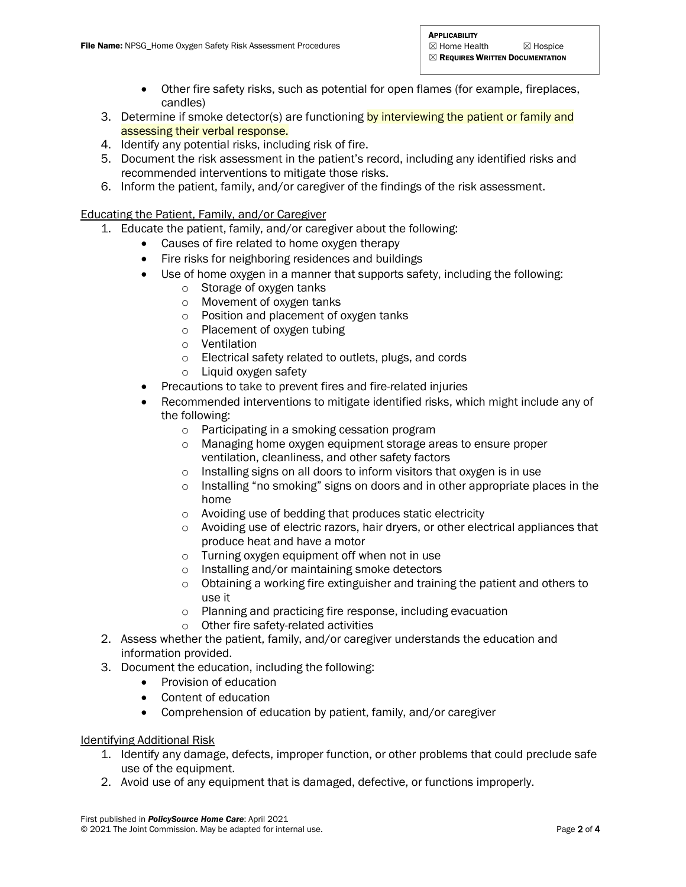- Other fire safety risks, such as potential for open flames (for example, fireplaces, candles)

3. Determine if smoke detector(s) are functioning by interviewing the patient or family and assessing their verbal response.
4. Identify any potential risks, including risk of fire.
5. Document the risk assessment in the patient's record, including any identified risks and recommended interventions to mitigate those risks.
6. Inform the patient, family, and/or caregiver of the findings of the risk assessment.

Educating the Patient, Family, and/or Caregiver

1. Educate the patient, family, and/or caregiver about the following:
   - Causes of fire related to home oxygen therapy
   - Fire risks for neighboring residences and buildings
   - Use of home oxygen in a manner that supports safety, including the following:
     - Storage of oxygen tanks
     - Movement of oxygen tanks
     - Position and placement of oxygen tanks
     - Placement of oxygen tubing
     - Ventilation
     - Electrical safety related to outlets, plugs, and cords
     - Liquid oxygen safety
   - Precautions to take to prevent fires and fire-related injuries
   - Recommended interventions to mitigate identified risks, which might include any of the following:
     - Participating in a smoking cessation program
     - Managing home oxygen equipment storage areas to ensure proper ventilation, cleanliness, and other safety factors
     - Installing signs on all doors to inform visitors that oxygen is in use
     - Installing "no smoking" signs on doors and in other appropriate places in the home
     - Avoiding use of bedding that produces static electricity
     - Avoiding use of electric razors, hair dryers, or other electrical appliances that produce heat and have a motor
     - Turning oxygen equipment off when not in use
     - Installing and/or maintaining smoke detectors
     - Obtaining a working fire extinguisher and training the patient and others to use it
     - Planning and practicing fire response, including evacuation
     - Other fire safety-related activities
2. Assess whether the patient, family, and/or caregiver understands the education and information provided.
3. Document the education, including the following:
   - Provision of education
   - Content of education
   - Comprehension of education by patient, family, and/or caregiver

Identifying Additional Risk

1. Identify any damage, defects, improper function, or other problems that could preclude safe use of the equipment.
2. Avoid use of any equipment that is damaged, defective, or functions improperly.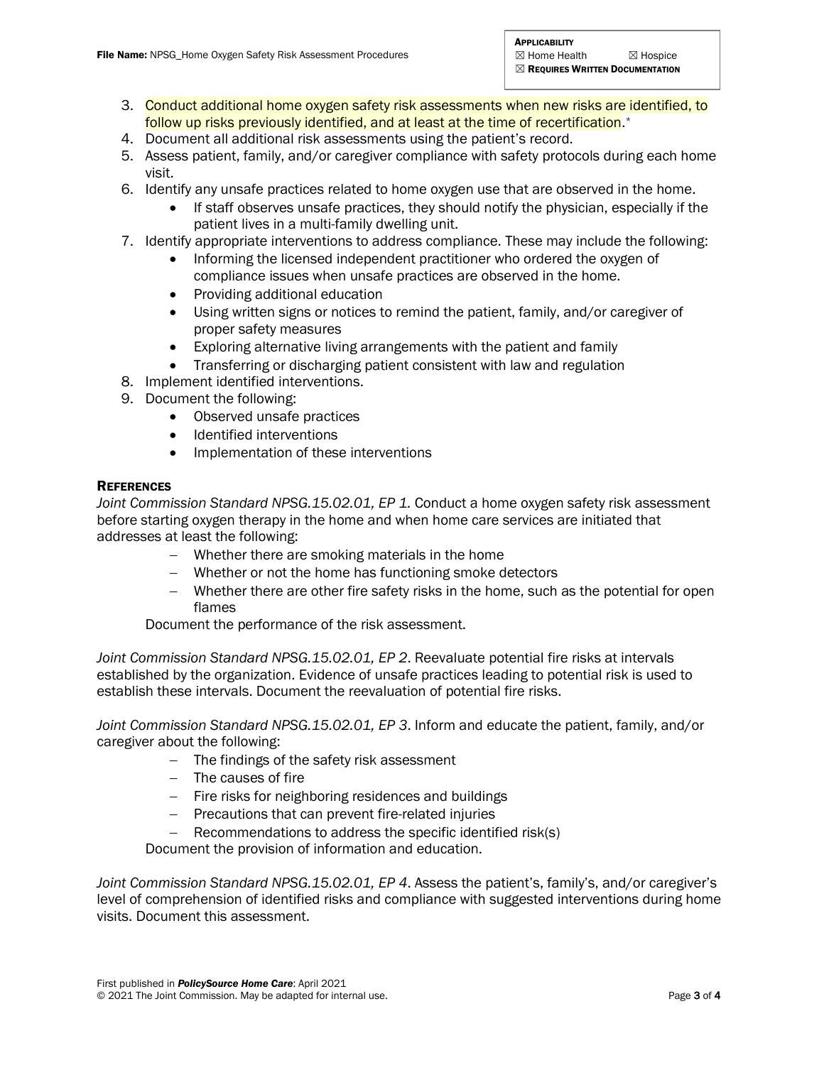3. Conduct additional home oxygen safety risk assessments when new risks are identified, to follow up risks previously identified, and at least at the time of recertification.*
4. Document all additional risk assessments using the patient's record.
5. Assess patient, family, and/or caregiver compliance with safety protocols during each home visit.
6. Identify any unsafe practices related to home oxygen use that are observed in the home.
   - If staff observes unsafe practices, they should notify the physician, especially if the patient lives in a multi-family dwelling unit.
7. Identify appropriate interventions to address compliance. These may include the following:
   - Informing the licensed independent practitioner who ordered the oxygen of compliance issues when unsafe practices are observed in the home.
   - Providing additional education
   - Using written signs or notices to remind the patient, family, and/or caregiver of proper safety measures
   - Exploring alternative living arrangements with the patient and family
   - Transferring or discharging patient consistent with law and regulation
8. Implement identified interventions.
9. Document the following:
   - Observed unsafe practices
   - Identified interventions
   - Implementation of these interventions

**REFERENCES**

*Joint Commission Standard NPSG.15.02.01, EP 1.* Conduct a home oxygen safety risk assessment before starting oxygen therapy in the home and when home care services are initiated that addresses at least the following:

- Whether there are smoking materials in the home
- Whether or not the home has functioning smoke detectors
- Whether there are other fire safety risks in the home, such as the potential for open flames

Document the performance of the risk assessment.

*Joint Commission Standard NPSG.15.02.01, EP 2*. Reevaluate potential fire risks at intervals established by the organization. Evidence of unsafe practices leading to potential risk is used to establish these intervals. Document the reevaluation of potential fire risks.

*Joint Commission Standard NPSG.15.02.01, EP 3*. Inform and educate the patient, family, and/or caregiver about the following:

- The findings of the safety risk assessment
- The causes of fire
- Fire risks for neighboring residences and buildings
- Precautions that can prevent fire-related injuries
- Recommendations to address the specific identified risk(s)

Document the provision of information and education.

*Joint Commission Standard NPSG.15.02.01, EP 4*. Assess the patient's, family's, and/or caregiver's level of comprehension of identified risks and compliance with suggested interventions during home visits. Document this assessment.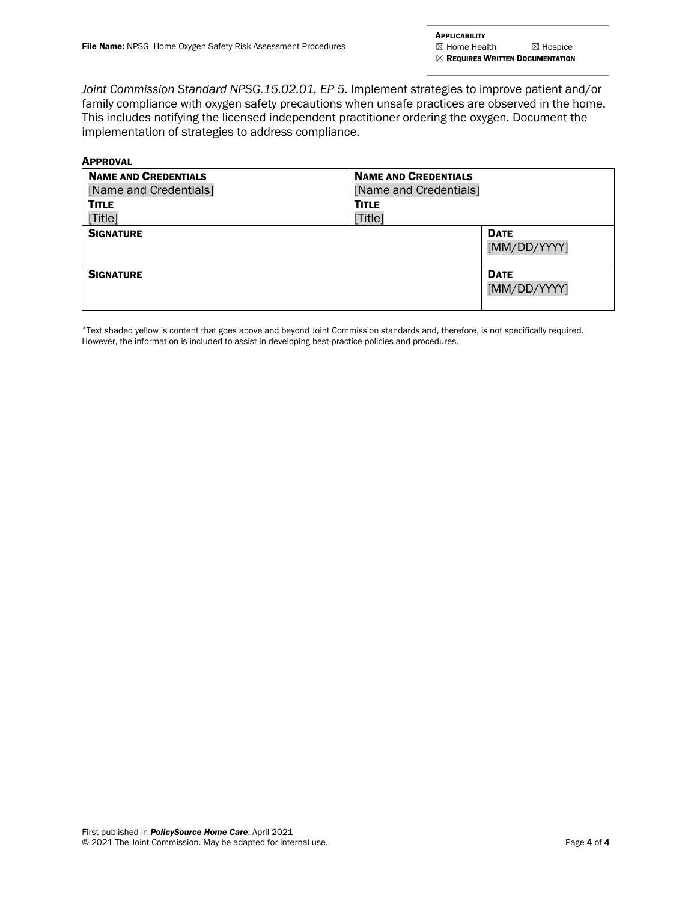*Joint Commission Standard NPSG.15.02.01, EP 5*. Implement strategies to improve patient and/or family compliance with oxygen safety precautions when unsafe practices are observed in the home. This includes notifying the licensed independent practitioner ordering the oxygen. Document the implementation of strategies to address compliance.

**APPROVAL**

| | | |
|---|---|---|
| **NAME AND CREDENTIALS**<br>[Name and Credentials]<br>**TITLE**<br>[Title] | **NAME AND CREDENTIALS**<br>[Name and Credentials]<br>**TITLE**<br>[Title] | |
| **SIGNATURE** | | **DATE**<br>[MM/DD/YYYY] |
| **SIGNATURE** | | **DATE**<br>[MM/DD/YYYY] |

*Text shaded yellow is content that goes above and beyond Joint Commission standards and, therefore, is not specifically required. However, the information is included to assist in developing best-practice policies and procedures.